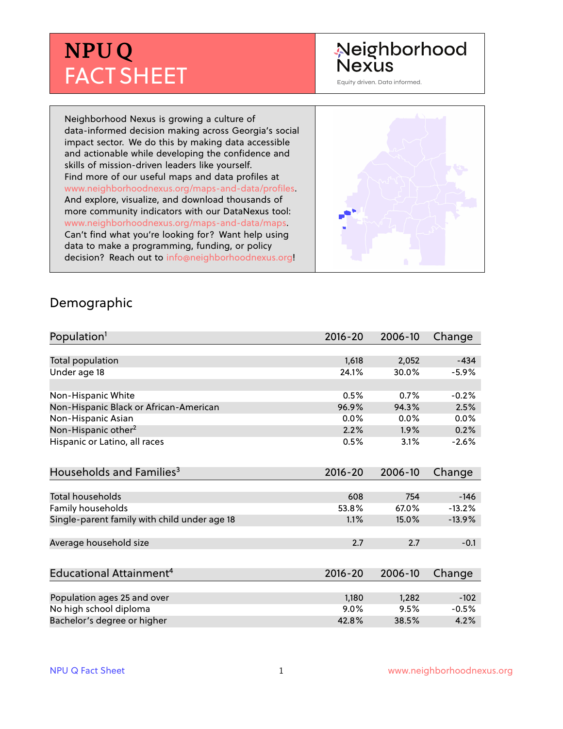# NPU Q FACT SHEET

Neighborhood Nexus

Equity driven. Data informed.

Neighborhood Nexus is growing a culture of data-informed decision making across Georgia's social impact sector. We do this by making data accessible and actionable while developing the confidence and skills of mission-driven leaders like yourself. Find more of our useful maps and data profiles at www.neighborhoodnexus.org/maps-and-data/profiles. And explore, visualize, and download thousands of more community indicators with our DataNexus tool: www.neighborhoodnexus.org/maps-and-data/maps. Can't find what you're looking for? Want help using data to make a programming, funding, or policy decision? Reach out to info@neighborhoodnexus.org!

## Demographic

| Population[1] | 2016-20 | 2006-10 | Change |
|---|---|---|---|
| Total population | 1,618 | 2,052 | -434 |
| Under age 18 | 24.1% | 30.0% | -5.9% |
| | | | |
| Non-Hispanic White | 0.5% | 0.7% | -0.2% |
| Non-Hispanic Black or African-American | 96.9% | 94.3% | 2.5% |
| Non-Hispanic Asian | 0.0% | 0.0% | 0.0% |
| Non-Hispanic other[2] | 2.2% | 1.9% | 0.2% |
| Hispanic or Latino, all races | 0.5% | 3.1% | -2.6% |

| Households and Families[3] | 2016-20 | 2006-10 | Change |
|---|---|---|---|
| Total households | 608 | 754 | -146 |
| Family households | 53.8% | 67.0% | -13.2% |
| Single-parent family with child under age 18 | 1.1% | 15.0% | -13.9% |
| | | | |
| Average household size | 2.7 | 2.7 | -0.1 |

| Educational Attainment[4] | 2016-20 | 2006-10 | Change |
|---|---|---|---|
| Population ages 25 and over | 1,180 | 1,282 | -102 |
| No high school diploma | 9.0% | 9.5% | -0.5% |
| Bachelor's degree or higher | 42.8% | 38.5% | 4.2% |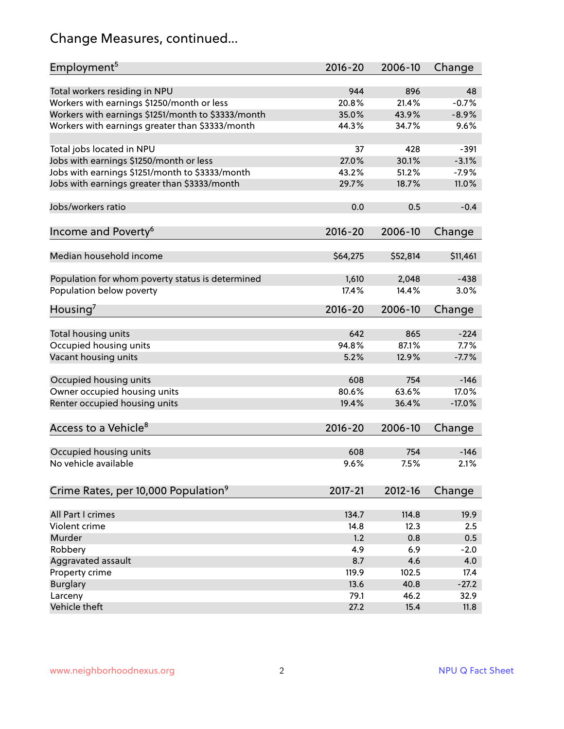## Change Measures, continued...

| Employment[5] | 2016-20 | 2006-10 | Change |
|---|---|---|---|
| Total workers residing in NPU | 944 | 896 | 48 |
| Workers with earnings $1250/month or less | 20.8% | 21.4% | -0.7% |
| Workers with earnings $1251/month to $3333/month | 35.0% | 43.9% | -8.9% |
| Workers with earnings greater than $3333/month | 44.3% | 34.7% | 9.6% |
| | | | |
| Total jobs located in NPU | 37 | 428 | -391 |
| Jobs with earnings $1250/month or less | 27.0% | 30.1% | -3.1% |
| Jobs with earnings $1251/month to $3333/month | 43.2% | 51.2% | -7.9% |
| Jobs with earnings greater than $3333/month | 29.7% | 18.7% | 11.0% |
| | | | |
| Jobs/workers ratio | 0.0 | 0.5 | -0.4 |

| Income and Poverty[6] | 2016-20 | 2006-10 | Change |
|---|---|---|---|
| Median household income | $64,275 | $52,814 | $11,461 |
| | | | |
| Population for whom poverty status is determined | 1,610 | 2,048 | -438 |
| Population below poverty | 17.4% | 14.4% | 3.0% |

| Housing[7] | 2016-20 | 2006-10 | Change |
|---|---|---|---|
| Total housing units | 642 | 865 | -224 |
| Occupied housing units | 94.8% | 87.1% | 7.7% |
| Vacant housing units | 5.2% | 12.9% | -7.7% |
| | | | |
| Occupied housing units | 608 | 754 | -146 |
| Owner occupied housing units | 80.6% | 63.6% | 17.0% |
| Renter occupied housing units | 19.4% | 36.4% | -17.0% |

| Access to a Vehicle[8] | 2016-20 | 2006-10 | Change |
|---|---|---|---|
| Occupied housing units | 608 | 754 | -146 |
| No vehicle available | 9.6% | 7.5% | 2.1% |

| Crime Rates, per 10,000 Population[9] | 2017-21 | 2012-16 | Change |
|---|---|---|---|
| All Part I crimes | 134.7 | 114.8 | 19.9 |
| Violent crime | 14.8 | 12.3 | 2.5 |
| Murder | 1.2 | 0.8 | 0.5 |
| Robbery | 4.9 | 6.9 | -2.0 |
| Aggravated assault | 8.7 | 4.6 | 4.0 |
| Property crime | 119.9 | 102.5 | 17.4 |
| Burglary | 13.6 | 40.8 | -27.2 |
| Larceny | 79.1 | 46.2 | 32.9 |
| Vehicle theft | 27.2 | 15.4 | 11.8 |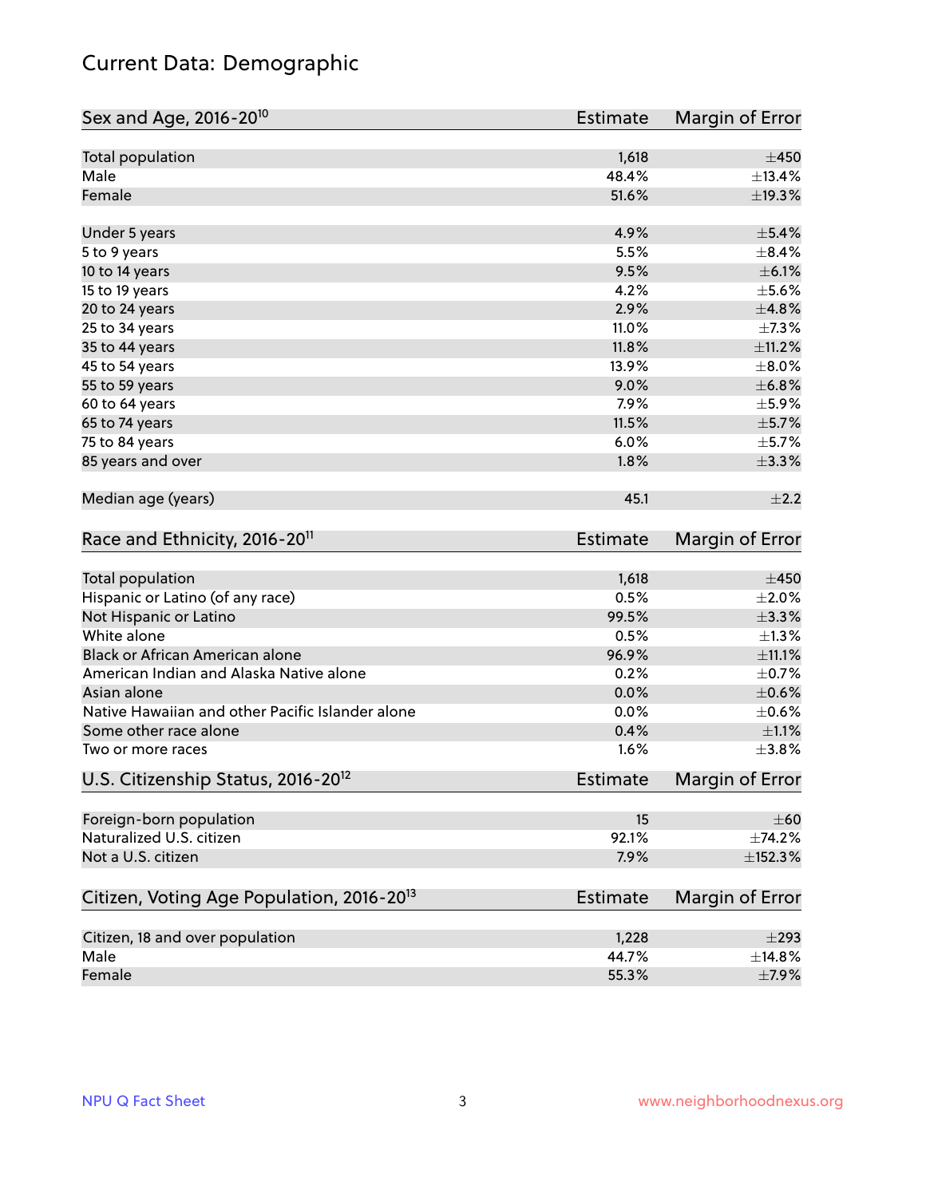# Current Data: Demographic

| Sex and Age, 2016-20[10] | Estimate | Margin of Error |
|---|---|---|
| Total population | 1,618 | ±450 |
| Male | 48.4% | ±13.4% |
| Female | 51.6% | ±19.3% |
| Under 5 years | 4.9% | ±5.4% |
| 5 to 9 years | 5.5% | ±8.4% |
| 10 to 14 years | 9.5% | ±6.1% |
| 15 to 19 years | 4.2% | ±5.6% |
| 20 to 24 years | 2.9% | ±4.8% |
| 25 to 34 years | 11.0% | ±7.3% |
| 35 to 44 years | 11.8% | ±11.2% |
| 45 to 54 years | 13.9% | ±8.0% |
| 55 to 59 years | 9.0% | ±6.8% |
| 60 to 64 years | 7.9% | ±5.9% |
| 65 to 74 years | 11.5% | ±5.7% |
| 75 to 84 years | 6.0% | ±5.7% |
| 85 years and over | 1.8% | ±3.3% |
| Median age (years) | 45.1 | ±2.2 |

| Race and Ethnicity, 2016-20[11] | Estimate | Margin of Error |
|---|---|---|
| Total population | 1,618 | ±450 |
| Hispanic or Latino (of any race) | 0.5% | ±2.0% |
| Not Hispanic or Latino | 99.5% | ±3.3% |
| White alone | 0.5% | ±1.3% |
| Black or African American alone | 96.9% | ±11.1% |
| American Indian and Alaska Native alone | 0.2% | ±0.7% |
| Asian alone | 0.0% | ±0.6% |
| Native Hawaiian and other Pacific Islander alone | 0.0% | ±0.6% |
| Some other race alone | 0.4% | ±1.1% |
| Two or more races | 1.6% | ±3.8% |

| U.S. Citizenship Status, 2016-20[12] | Estimate | Margin of Error |
|---|---|---|
| Foreign-born population | 15 | ±60 |
| Naturalized U.S. citizen | 92.1% | ±74.2% |
| Not a U.S. citizen | 7.9% | ±152.3% |

| Citizen, Voting Age Population, 2016-20[13] | Estimate | Margin of Error |
|---|---|---|
| Citizen, 18 and over population | 1,228 | ±293 |
| Male | 44.7% | ±14.8% |
| Female | 55.3% | ±7.9% |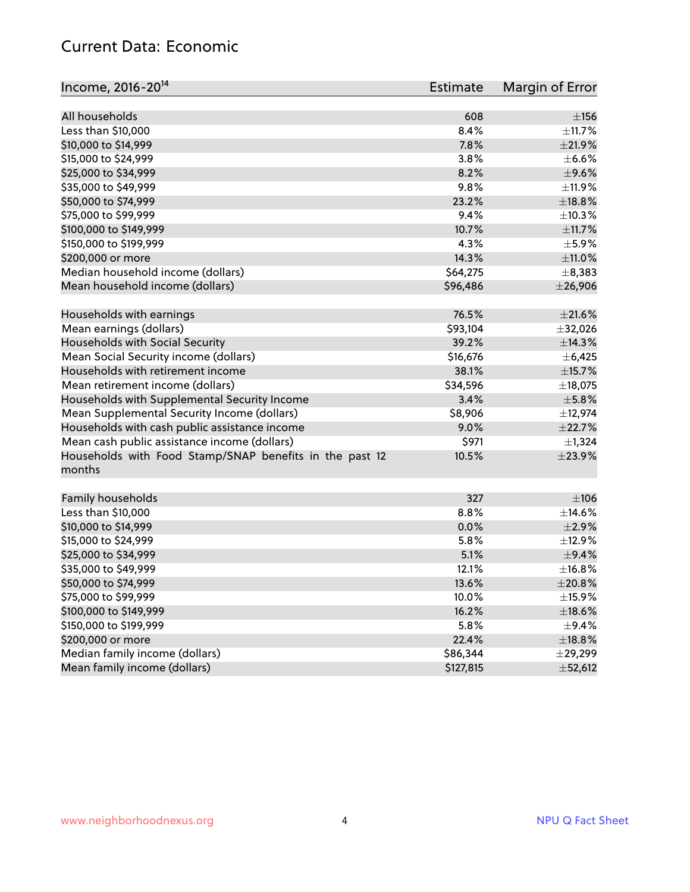## Current Data: Economic

| Income, 2016-20[14] | Estimate | Margin of Error |
|---|---|---|
| All households | 608 | ±156 |
| Less than $10,000 | 8.4% | ±11.7% |
| $10,000 to $14,999 | 7.8% | ±21.9% |
| $15,000 to $24,999 | 3.8% | ±6.6% |
| $25,000 to $34,999 | 8.2% | ±9.6% |
| $35,000 to $49,999 | 9.8% | ±11.9% |
| $50,000 to $74,999 | 23.2% | ±18.8% |
| $75,000 to $99,999 | 9.4% | ±10.3% |
| $100,000 to $149,999 | 10.7% | ±11.7% |
| $150,000 to $199,999 | 4.3% | ±5.9% |
| $200,000 or more | 14.3% | ±11.0% |
| Median household income (dollars) | $64,275 | ±8,383 |
| Mean household income (dollars) | $96,486 | ±26,906 |
| | | |
| Households with earnings | 76.5% | ±21.6% |
| Mean earnings (dollars) | $93,104 | ±32,026 |
| Households with Social Security | 39.2% | ±14.3% |
| Mean Social Security income (dollars) | $16,676 | ±6,425 |
| Households with retirement income | 38.1% | ±15.7% |
| Mean retirement income (dollars) | $34,596 | ±18,075 |
| Households with Supplemental Security Income | 3.4% | ±5.8% |
| Mean Supplemental Security Income (dollars) | $8,906 | ±12,974 |
| Households with cash public assistance income | 9.0% | ±22.7% |
| Mean cash public assistance income (dollars) | $971 | ±1,324 |
| Households with Food Stamp/SNAP benefits in the past 12 months | 10.5% | ±23.9% |
| | | |
| Family households | 327 | ±106 |
| Less than $10,000 | 8.8% | ±14.6% |
| $10,000 to $14,999 | 0.0% | ±2.9% |
| $15,000 to $24,999 | 5.8% | ±12.9% |
| $25,000 to $34,999 | 5.1% | ±9.4% |
| $35,000 to $49,999 | 12.1% | ±16.8% |
| $50,000 to $74,999 | 13.6% | ±20.8% |
| $75,000 to $99,999 | 10.0% | ±15.9% |
| $100,000 to $149,999 | 16.2% | ±18.6% |
| $150,000 to $199,999 | 5.8% | ±9.4% |
| $200,000 or more | 22.4% | ±18.8% |
| Median family income (dollars) | $86,344 | ±29,299 |
| Mean family income (dollars) | $127,815 | ±52,612 |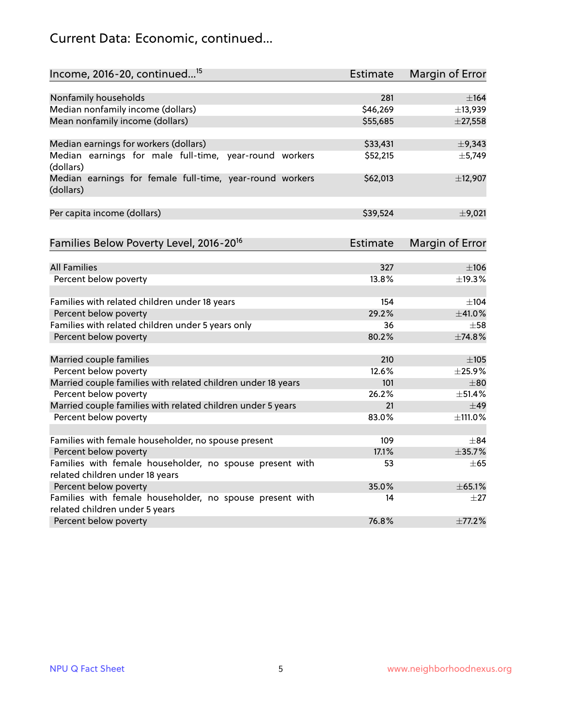# Current Data: Economic, continued...

| Income, 2016-20, continued...[15] | Estimate | Margin of Error |
|---|---|---|
| Nonfamily households | 281 | ±164 |
| Median nonfamily income (dollars) | $46,269 | ±13,939 |
| Mean nonfamily income (dollars) | $55,685 | ±27,558 |
| | | |
| Median earnings for workers (dollars) | $33,431 | ±9,343 |
| Median earnings for male full-time, year-round workers (dollars) | $52,215 | ±5,749 |
| Median earnings for female full-time, year-round workers (dollars) | $62,013 | ±12,907 |
| | | |
| Per capita income (dollars) | $39,524 | ±9,021 |

| Families Below Poverty Level, 2016-20[16] | Estimate | Margin of Error |
|---|---|---|
| All Families | 327 | ±106 |
| Percent below poverty | 13.8% | ±19.3% |
| | | |
| Families with related children under 18 years | 154 | ±104 |
| Percent below poverty | 29.2% | ±41.0% |
| Families with related children under 5 years only | 36 | ±58 |
| Percent below poverty | 80.2% | ±74.8% |
| | | |
| Married couple families | 210 | ±105 |
| Percent below poverty | 12.6% | ±25.9% |
| Married couple families with related children under 18 years | 101 | ±80 |
| Percent below poverty | 26.2% | ±51.4% |
| Married couple families with related children under 5 years | 21 | ±49 |
| Percent below poverty | 83.0% | ±111.0% |
| | | |
| Families with female householder, no spouse present | 109 | ±84 |
| Percent below poverty | 17.1% | ±35.7% |
| Families with female householder, no spouse present with related children under 18 years | 53 | ±65 |
| Percent below poverty | 35.0% | ±65.1% |
| Families with female householder, no spouse present with related children under 5 years | 14 | ±27 |
| Percent below poverty | 76.8% | ±77.2% |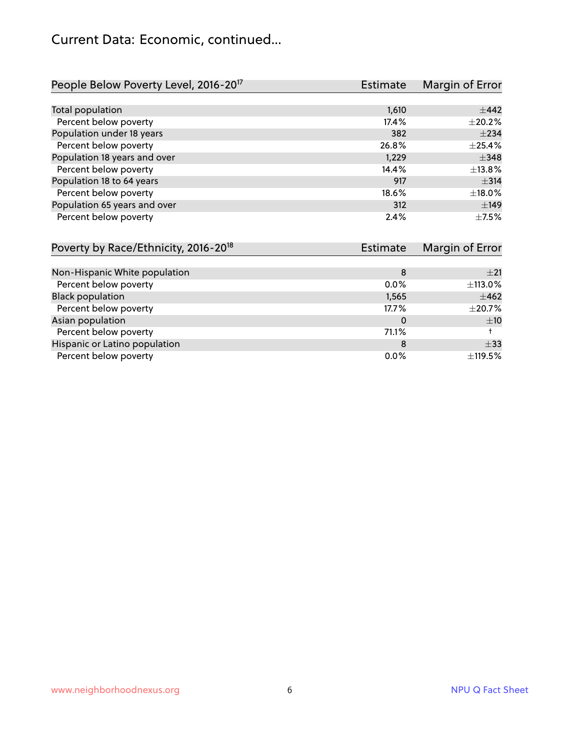## Current Data: Economic, continued...

| People Below Poverty Level, 2016-20[17] | Estimate | Margin of Error |
|---|---|---|
| Total population | 1,610 | ±442 |
| Percent below poverty | 17.4% | ±20.2% |
| Population under 18 years | 382 | ±234 |
| Percent below poverty | 26.8% | ±25.4% |
| Population 18 years and over | 1,229 | ±348 |
| Percent below poverty | 14.4% | ±13.8% |
| Population 18 to 64 years | 917 | ±314 |
| Percent below poverty | 18.6% | ±18.0% |
| Population 65 years and over | 312 | ±149 |
| Percent below poverty | 2.4% | ±7.5% |

| Poverty by Race/Ethnicity, 2016-20[18] | Estimate | Margin of Error |
|---|---|---|
| Non-Hispanic White population | 8 | ±21 |
| Percent below poverty | 0.0% | ±113.0% |
| Black population | 1,565 | ±462 |
| Percent below poverty | 17.7% | ±20.7% |
| Asian population | 0 | ±10 |
| Percent below poverty | 71.1% | † |
| Hispanic or Latino population | 8 | ±33 |
| Percent below poverty | 0.0% | ±119.5% |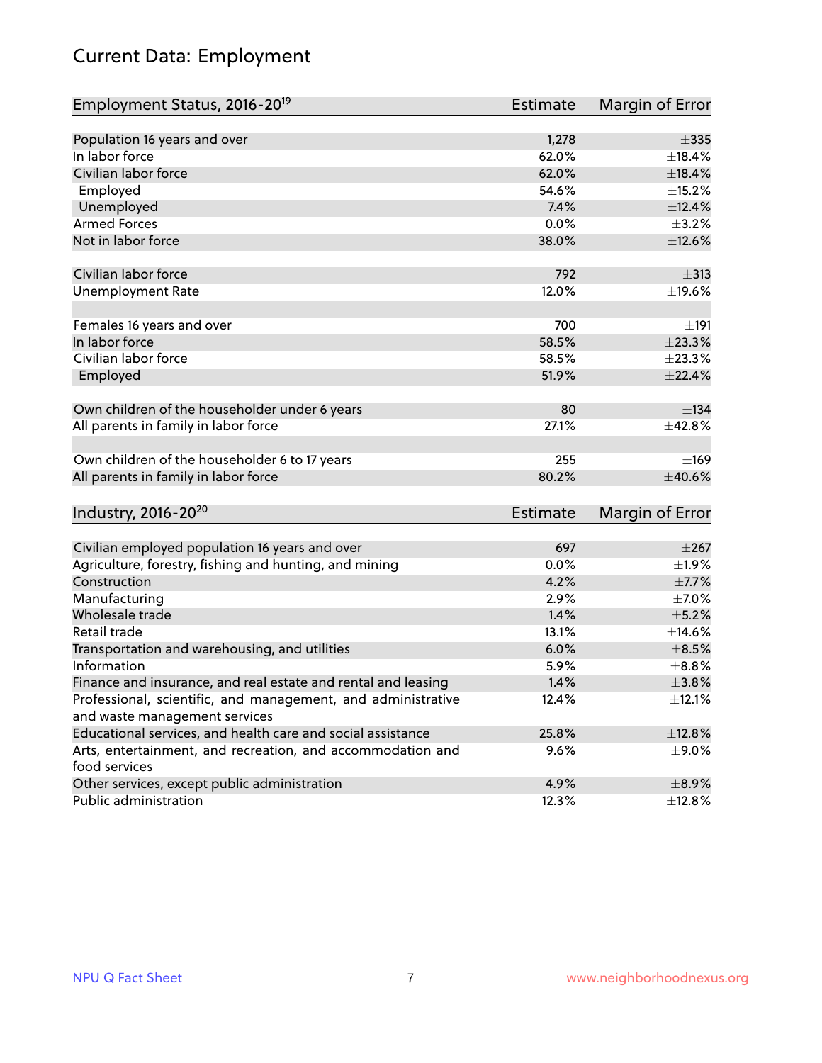# Current Data: Employment

| Employment Status, 2016-20[19] | Estimate | Margin of Error |
|---|---|---|
| Population 16 years and over | 1,278 | ±335 |
| In labor force | 62.0% | ±18.4% |
| Civilian labor force | 62.0% | ±18.4% |
| Employed | 54.6% | ±15.2% |
| Unemployed | 7.4% | ±12.4% |
| Armed Forces | 0.0% | ±3.2% |
| Not in labor force | 38.0% | ±12.6% |
| | | |
| Civilian labor force | 792 | ±313 |
| Unemployment Rate | 12.0% | ±19.6% |
| | | |
| Females 16 years and over | 700 | ±191 |
| In labor force | 58.5% | ±23.3% |
| Civilian labor force | 58.5% | ±23.3% |
| Employed | 51.9% | ±22.4% |
| | | |
| Own children of the householder under 6 years | 80 | ±134 |
| All parents in family in labor force | 27.1% | ±42.8% |
| | | |
| Own children of the householder 6 to 17 years | 255 | ±169 |
| All parents in family in labor force | 80.2% | ±40.6% |

| Industry, 2016-20[20] | Estimate | Margin of Error |
|---|---|---|
| Civilian employed population 16 years and over | 697 | ±267 |
| Agriculture, forestry, fishing and hunting, and mining | 0.0% | ±1.9% |
| Construction | 4.2% | ±7.7% |
| Manufacturing | 2.9% | ±7.0% |
| Wholesale trade | 1.4% | ±5.2% |
| Retail trade | 13.1% | ±14.6% |
| Transportation and warehousing, and utilities | 6.0% | ±8.5% |
| Information | 5.9% | ±8.8% |
| Finance and insurance, and real estate and rental and leasing | 1.4% | ±3.8% |
| Professional, scientific, and management, and administrative and waste management services | 12.4% | ±12.1% |
| Educational services, and health care and social assistance | 25.8% | ±12.8% |
| Arts, entertainment, and recreation, and accommodation and food services | 9.6% | ±9.0% |
| Other services, except public administration | 4.9% | ±8.9% |
| Public administration | 12.3% | ±12.8% |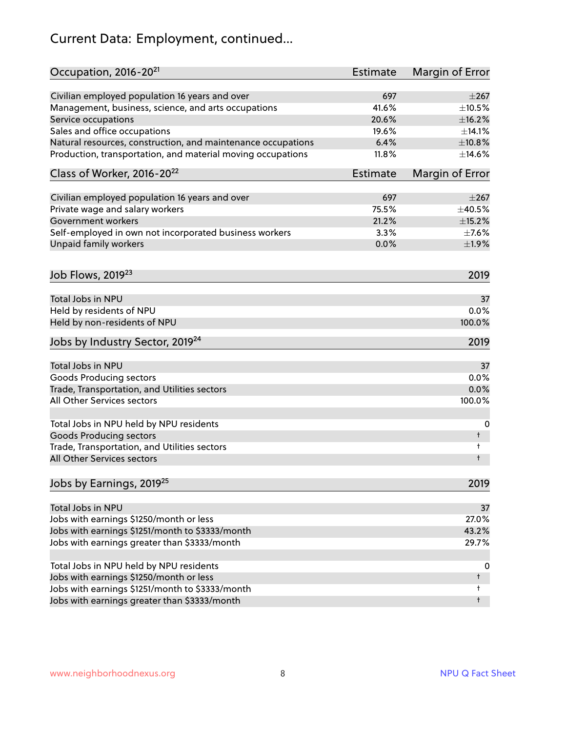# Current Data: Employment, continued...

| Occupation, 2016-20[21] | Estimate | Margin of Error |
|---|---|---|
| Civilian employed population 16 years and over | 697 | ±267 |
| Management, business, science, and arts occupations | 41.6% | ±10.5% |
| Service occupations | 20.6% | ±16.2% |
| Sales and office occupations | 19.6% | ±14.1% |
| Natural resources, construction, and maintenance occupations | 6.4% | ±10.8% |
| Production, transportation, and material moving occupations | 11.8% | ±14.6% |

| Class of Worker, 2016-20[22] | Estimate | Margin of Error |
|---|---|---|
| Civilian employed population 16 years and over | 697 | ±267 |
| Private wage and salary workers | 75.5% | ±40.5% |
| Government workers | 21.2% | ±15.2% |
| Self-employed in own not incorporated business workers | 3.3% | ±7.6% |
| Unpaid family workers | 0.0% | ±1.9% |

| Job Flows, 2019[23] | 2019 |
|---|---|
| Total Jobs in NPU | 37 |
| Held by residents of NPU | 0.0% |
| Held by non-residents of NPU | 100.0% |

| Jobs by Industry Sector, 2019[24] | 2019 |
|---|---|
| Total Jobs in NPU | 37 |
| Goods Producing sectors | 0.0% |
| Trade, Transportation, and Utilities sectors | 0.0% |
| All Other Services sectors | 100.0% |
| | |
| Total Jobs in NPU held by NPU residents | 0 |
| Goods Producing sectors | † |
| Trade, Transportation, and Utilities sectors | † |
| All Other Services sectors | † |

| Jobs by Earnings, 2019[25] | 2019 |
|---|---|
| Total Jobs in NPU | 37 |
| Jobs with earnings $1250/month or less | 27.0% |
| Jobs with earnings $1251/month to $3333/month | 43.2% |
| Jobs with earnings greater than $3333/month | 29.7% |
| | |
| Total Jobs in NPU held by NPU residents | 0 |
| Jobs with earnings $1250/month or less | † |
| Jobs with earnings $1251/month to $3333/month | † |
| Jobs with earnings greater than $3333/month | † |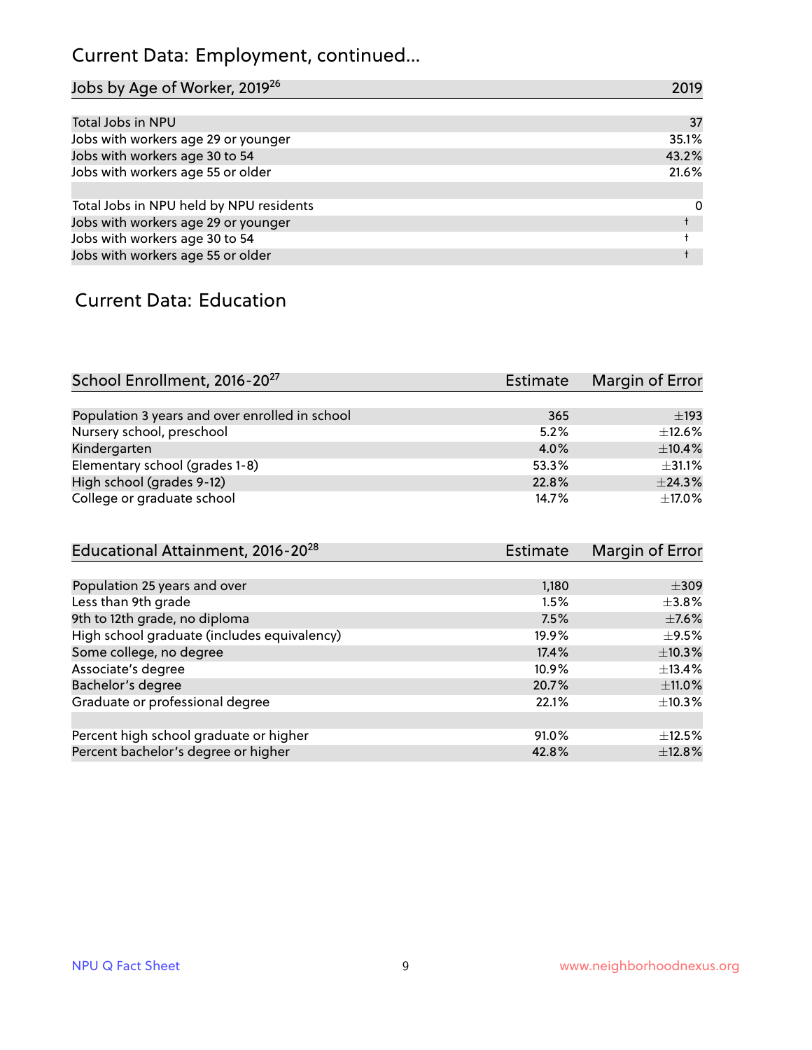## Current Data: Employment, continued...

| Jobs by Age of Worker, 2019[26] | 2019 |
|---|---|
| Total Jobs in NPU | 37 |
| Jobs with workers age 29 or younger | 35.1% |
| Jobs with workers age 30 to 54 | 43.2% |
| Jobs with workers age 55 or older | 21.6% |
| | |
| Total Jobs in NPU held by NPU residents | 0 |
| Jobs with workers age 29 or younger | † |
| Jobs with workers age 30 to 54 | † |
| Jobs with workers age 55 or older | † |

## Current Data: Education

| School Enrollment, 2016-20[27] | Estimate | Margin of Error |
|---|---|---|
| Population 3 years and over enrolled in school | 365 | ±193 |
| Nursery school, preschool | 5.2% | ±12.6% |
| Kindergarten | 4.0% | ±10.4% |
| Elementary school (grades 1-8) | 53.3% | ±31.1% |
| High school (grades 9-12) | 22.8% | ±24.3% |
| College or graduate school | 14.7% | ±17.0% |

| Educational Attainment, 2016-20[28] | Estimate | Margin of Error |
|---|---|---|
| Population 25 years and over | 1,180 | ±309 |
| Less than 9th grade | 1.5% | ±3.8% |
| 9th to 12th grade, no diploma | 7.5% | ±7.6% |
| High school graduate (includes equivalency) | 19.9% | ±9.5% |
| Some college, no degree | 17.4% | ±10.3% |
| Associate's degree | 10.9% | ±13.4% |
| Bachelor's degree | 20.7% | ±11.0% |
| Graduate or professional degree | 22.1% | ±10.3% |
| | | |
| Percent high school graduate or higher | 91.0% | ±12.5% |
| Percent bachelor's degree or higher | 42.8% | ±12.8% |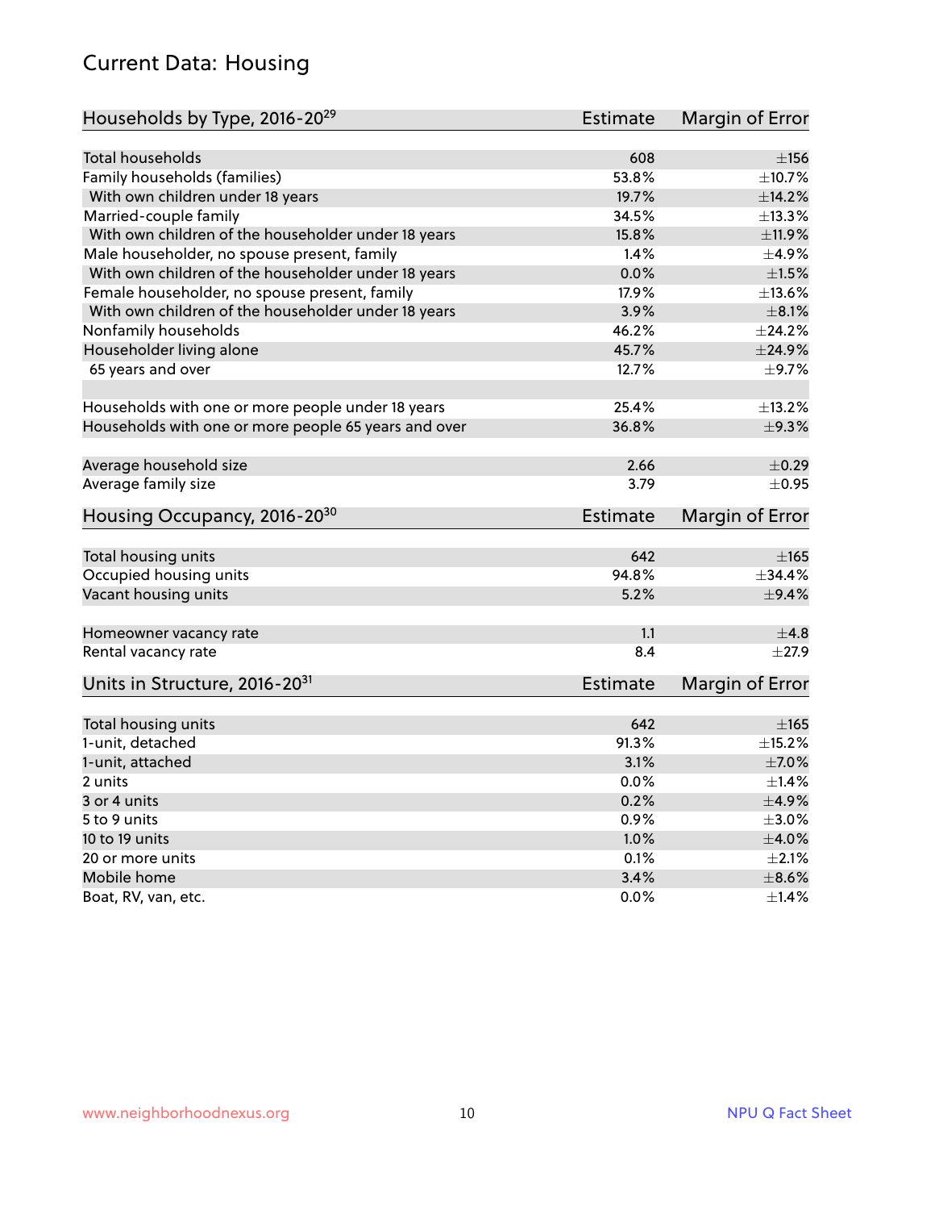## Current Data: Housing

| Households by Type, 2016-20[29] | Estimate | Margin of Error |
|---|---|---|
| Total households | 608 | ±156 |
| Family households (families) | 53.8% | ±10.7% |
| With own children under 18 years | 19.7% | ±14.2% |
| Married-couple family | 34.5% | ±13.3% |
| With own children of the householder under 18 years | 15.8% | ±11.9% |
| Male householder, no spouse present, family | 1.4% | ±4.9% |
| With own children of the householder under 18 years | 0.0% | ±1.5% |
| Female householder, no spouse present, family | 17.9% | ±13.6% |
| With own children of the householder under 18 years | 3.9% | ±8.1% |
| Nonfamily households | 46.2% | ±24.2% |
| Householder living alone | 45.7% | ±24.9% |
| 65 years and over | 12.7% | ±9.7% |
| Households with one or more people under 18 years | 25.4% | ±13.2% |
| Households with one or more people 65 years and over | 36.8% | ±9.3% |
| Average household size | 2.66 | ±0.29 |
| Average family size | 3.79 | ±0.95 |

| Housing Occupancy, 2016-20[30] | Estimate | Margin of Error |
|---|---|---|
| Total housing units | 642 | ±165 |
| Occupied housing units | 94.8% | ±34.4% |
| Vacant housing units | 5.2% | ±9.4% |
| Homeowner vacancy rate | 1.1 | ±4.8 |
| Rental vacancy rate | 8.4 | ±27.9 |

| Units in Structure, 2016-20[31] | Estimate | Margin of Error |
|---|---|---|
| Total housing units | 642 | ±165 |
| 1-unit, detached | 91.3% | ±15.2% |
| 1-unit, attached | 3.1% | ±7.0% |
| 2 units | 0.0% | ±1.4% |
| 3 or 4 units | 0.2% | ±4.9% |
| 5 to 9 units | 0.9% | ±3.0% |
| 10 to 19 units | 1.0% | ±4.0% |
| 20 or more units | 0.1% | ±2.1% |
| Mobile home | 3.4% | ±8.6% |
| Boat, RV, van, etc. | 0.0% | ±1.4% |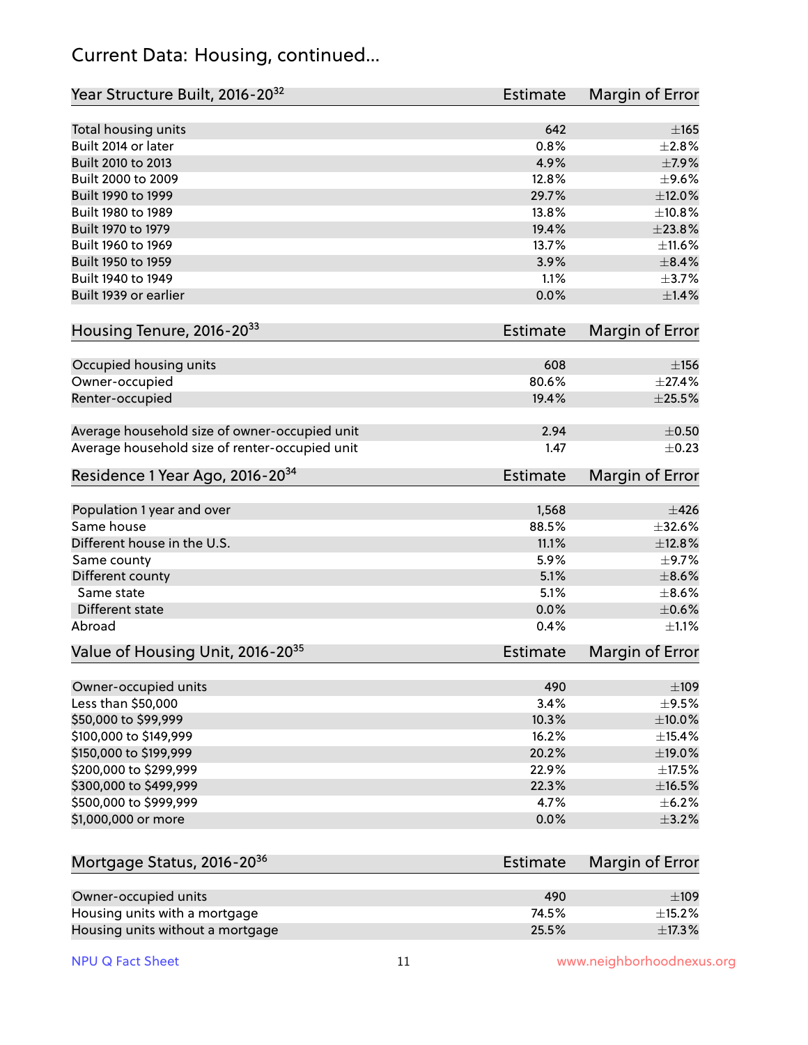## Current Data: Housing, continued...

| Year Structure Built, 2016-20[32] | Estimate | Margin of Error |
|---|---|---|
| Total housing units | 642 | ±165 |
| Built 2014 or later | 0.8% | ±2.8% |
| Built 2010 to 2013 | 4.9% | ±7.9% |
| Built 2000 to 2009 | 12.8% | ±9.6% |
| Built 1990 to 1999 | 29.7% | ±12.0% |
| Built 1980 to 1989 | 13.8% | ±10.8% |
| Built 1970 to 1979 | 19.4% | ±23.8% |
| Built 1960 to 1969 | 13.7% | ±11.6% |
| Built 1950 to 1959 | 3.9% | ±8.4% |
| Built 1940 to 1949 | 1.1% | ±3.7% |
| Built 1939 or earlier | 0.0% | ±1.4% |

| Housing Tenure, 2016-20[33] | Estimate | Margin of Error |
|---|---|---|
| Occupied housing units | 608 | ±156 |
| Owner-occupied | 80.6% | ±27.4% |
| Renter-occupied | 19.4% | ±25.5% |
| | | |
| Average household size of owner-occupied unit | 2.94 | ±0.50 |
| Average household size of renter-occupied unit | 1.47 | ±0.23 |

| Residence 1 Year Ago, 2016-20[34] | Estimate | Margin of Error |
|---|---|---|
| Population 1 year and over | 1,568 | ±426 |
| Same house | 88.5% | ±32.6% |
| Different house in the U.S. | 11.1% | ±12.8% |
| Same county | 5.9% | ±9.7% |
| Different county | 5.1% | ±8.6% |
| Same state | 5.1% | ±8.6% |
| Different state | 0.0% | ±0.6% |
| Abroad | 0.4% | ±1.1% |

| Value of Housing Unit, 2016-20[35] | Estimate | Margin of Error |
|---|---|---|
| Owner-occupied units | 490 | ±109 |
| Less than $50,000 | 3.4% | ±9.5% |
| $50,000 to $99,999 | 10.3% | ±10.0% |
| $100,000 to $149,999 | 16.2% | ±15.4% |
| $150,000 to $199,999 | 20.2% | ±19.0% |
| $200,000 to $299,999 | 22.9% | ±17.5% |
| $300,000 to $499,999 | 22.3% | ±16.5% |
| $500,000 to $999,999 | 4.7% | ±6.2% |
| $1,000,000 or more | 0.0% | ±3.2% |

| Mortgage Status, 2016-20[36] | Estimate | Margin of Error |
|---|---|---|
| Owner-occupied units | 490 | ±109 |
| Housing units with a mortgage | 74.5% | ±15.2% |
| Housing units without a mortgage | 25.5% | ±17.3% |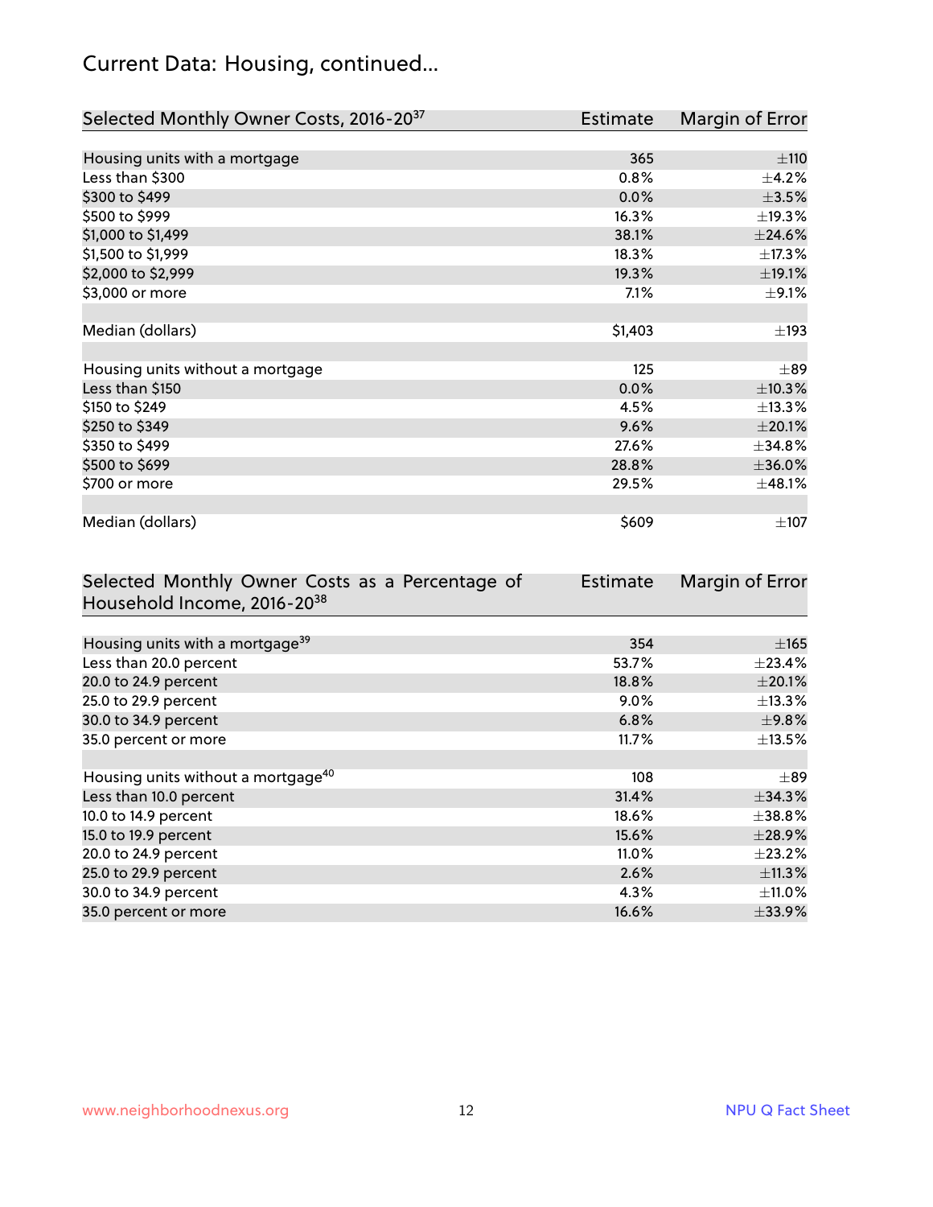## Current Data: Housing, continued...

| Selected Monthly Owner Costs, 2016-20[37] | Estimate | Margin of Error |
|---|---|---|
| Housing units with a mortgage | 365 | ±110 |
| Less than $300 | 0.8% | ±4.2% |
| $300 to $499 | 0.0% | ±3.5% |
| $500 to $999 | 16.3% | ±19.3% |
| $1,000 to $1,499 | 38.1% | ±24.6% |
| $1,500 to $1,999 | 18.3% | ±17.3% |
| $2,000 to $2,999 | 19.3% | ±19.1% |
| $3,000 or more | 7.1% | ±9.1% |
| | | |
| Median (dollars) | $1,403 | ±193 |
| | | |
| Housing units without a mortgage | 125 | ±89 |
| Less than $150 | 0.0% | ±10.3% |
| $150 to $249 | 4.5% | ±13.3% |
| $250 to $349 | 9.6% | ±20.1% |
| $350 to $499 | 27.6% | ±34.8% |
| $500 to $699 | 28.8% | ±36.0% |
| $700 or more | 29.5% | ±48.1% |
| | | |
| Median (dollars) | $609 | ±107 |

| Selected Monthly Owner Costs as a Percentage of Household Income, 2016-20[38] | Estimate | Margin of Error |
|---|---|---|
| Housing units with a mortgage[39] | 354 | ±165 |
| Less than 20.0 percent | 53.7% | ±23.4% |
| 20.0 to 24.9 percent | 18.8% | ±20.1% |
| 25.0 to 29.9 percent | 9.0% | ±13.3% |
| 30.0 to 34.9 percent | 6.8% | ±9.8% |
| 35.0 percent or more | 11.7% | ±13.5% |
| | | |
| Housing units without a mortgage[40] | 108 | ±89 |
| Less than 10.0 percent | 31.4% | ±34.3% |
| 10.0 to 14.9 percent | 18.6% | ±38.8% |
| 15.0 to 19.9 percent | 15.6% | ±28.9% |
| 20.0 to 24.9 percent | 11.0% | ±23.2% |
| 25.0 to 29.9 percent | 2.6% | ±11.3% |
| 30.0 to 34.9 percent | 4.3% | ±11.0% |
| 35.0 percent or more | 16.6% | ±33.9% |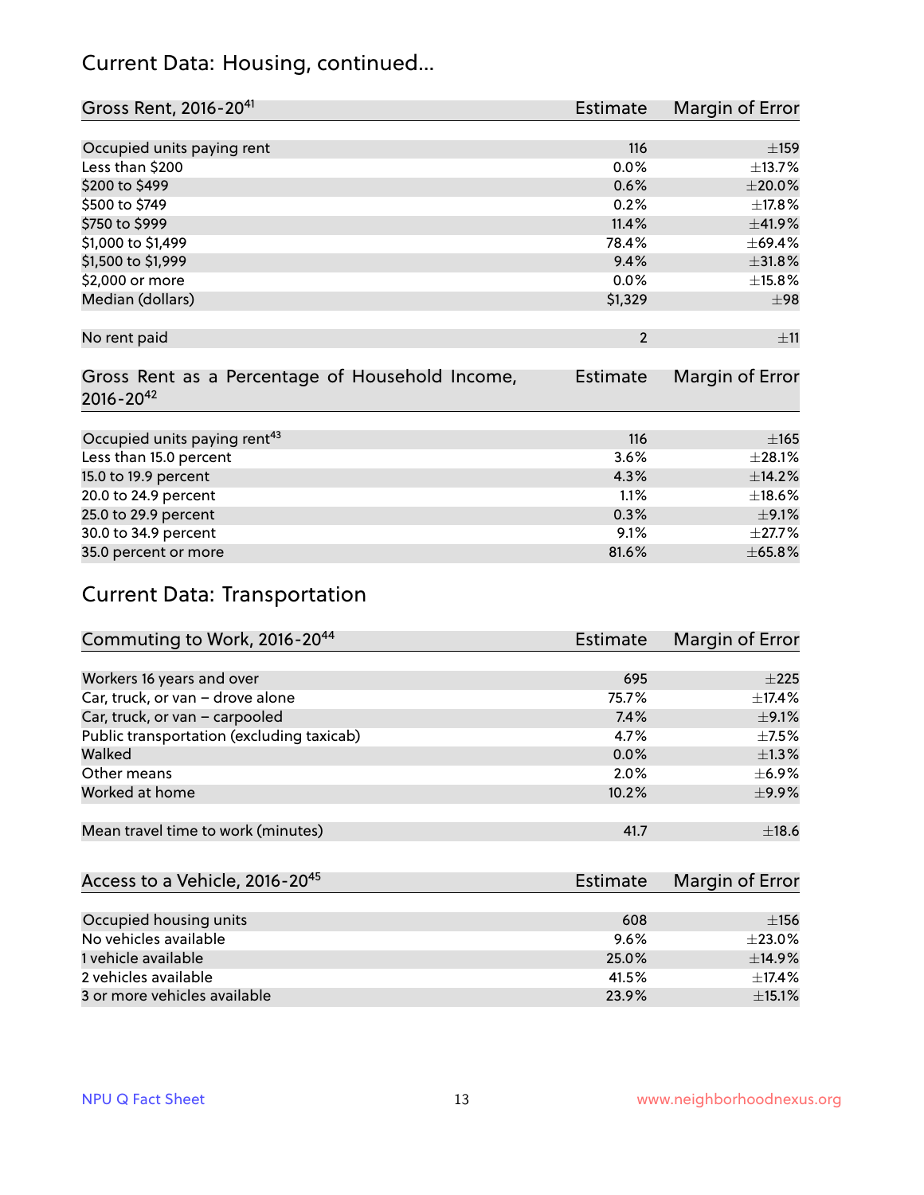## Current Data: Housing, continued...

| Gross Rent, 2016-20[41] | Estimate | Margin of Error |
|---|---|---|
| Occupied units paying rent | 116 | ±159 |
| Less than $200 | 0.0% | ±13.7% |
| $200 to $499 | 0.6% | ±20.0% |
| $500 to $749 | 0.2% | ±17.8% |
| $750 to $999 | 11.4% | ±41.9% |
| $1,000 to $1,499 | 78.4% | ±69.4% |
| $1,500 to $1,999 | 9.4% | ±31.8% |
| $2,000 or more | 0.0% | ±15.8% |
| Median (dollars) | $1,329 | ±98 |
| No rent paid | 2 | ±11 |

| Gross Rent as a Percentage of Household Income, 2016-20[42] | Estimate | Margin of Error |
|---|---|---|
| Occupied units paying rent[43] | 116 | ±165 |
| Less than 15.0 percent | 3.6% | ±28.1% |
| 15.0 to 19.9 percent | 4.3% | ±14.2% |
| 20.0 to 24.9 percent | 1.1% | ±18.6% |
| 25.0 to 29.9 percent | 0.3% | ±9.1% |
| 30.0 to 34.9 percent | 9.1% | ±27.7% |
| 35.0 percent or more | 81.6% | ±65.8% |

## Current Data: Transportation

| Commuting to Work, 2016-20[44] | Estimate | Margin of Error |
|---|---|---|
| Workers 16 years and over | 695 | ±225 |
| Car, truck, or van – drove alone | 75.7% | ±17.4% |
| Car, truck, or van – carpooled | 7.4% | ±9.1% |
| Public transportation (excluding taxicab) | 4.7% | ±7.5% |
| Walked | 0.0% | ±1.3% |
| Other means | 2.0% | ±6.9% |
| Worked at home | 10.2% | ±9.9% |
| Mean travel time to work (minutes) | 41.7 | ±18.6 |

| Access to a Vehicle, 2016-20[45] | Estimate | Margin of Error |
|---|---|---|
| Occupied housing units | 608 | ±156 |
| No vehicles available | 9.6% | ±23.0% |
| 1 vehicle available | 25.0% | ±14.9% |
| 2 vehicles available | 41.5% | ±17.4% |
| 3 or more vehicles available | 23.9% | ±15.1% |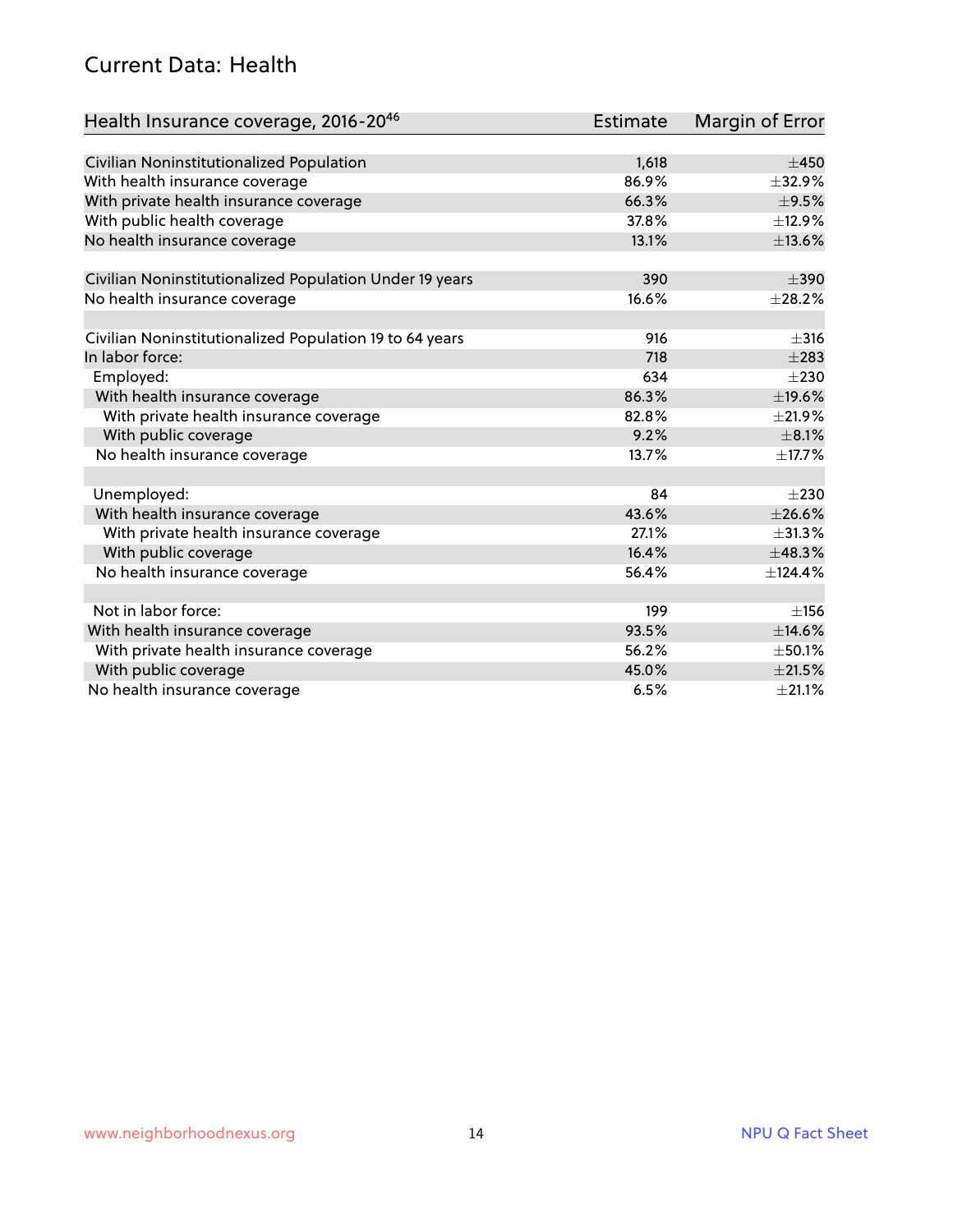# Current Data: Health

| Health Insurance coverage, 2016-20[46] | Estimate | Margin of Error |
|---|---|---|
| Civilian Noninstitutionalized Population | 1,618 | ±450 |
| With health insurance coverage | 86.9% | ±32.9% |
| With private health insurance coverage | 66.3% | ±9.5% |
| With public health coverage | 37.8% | ±12.9% |
| No health insurance coverage | 13.1% | ±13.6% |
| | | |
| Civilian Noninstitutionalized Population Under 19 years | 390 | ±390 |
| No health insurance coverage | 16.6% | ±28.2% |
| | | |
| Civilian Noninstitutionalized Population 19 to 64 years | 916 | ±316 |
| In labor force: | 718 | ±283 |
| Employed: | 634 | ±230 |
| With health insurance coverage | 86.3% | ±19.6% |
| With private health insurance coverage | 82.8% | ±21.9% |
| With public coverage | 9.2% | ±8.1% |
| No health insurance coverage | 13.7% | ±17.7% |
| | | |
| Unemployed: | 84 | ±230 |
| With health insurance coverage | 43.6% | ±26.6% |
| With private health insurance coverage | 27.1% | ±31.3% |
| With public coverage | 16.4% | ±48.3% |
| No health insurance coverage | 56.4% | ±124.4% |
| | | |
| Not in labor force: | 199 | ±156 |
| With health insurance coverage | 93.5% | ±14.6% |
| With private health insurance coverage | 56.2% | ±50.1% |
| With public coverage | 45.0% | ±21.5% |
| No health insurance coverage | 6.5% | ±21.1% |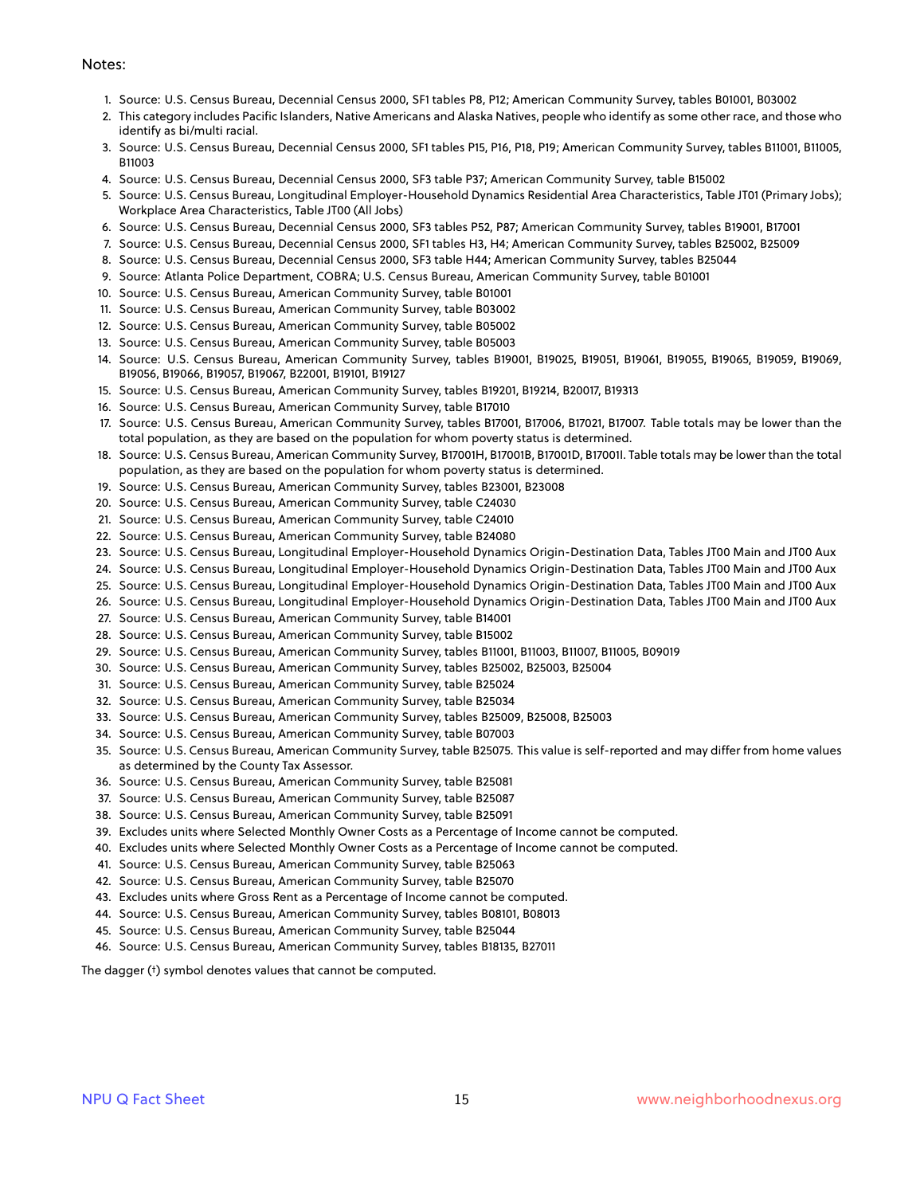Notes:

1. Source: U.S. Census Bureau, Decennial Census 2000, SF1 tables P8, P12; American Community Survey, tables B01001, B03002
2. This category includes Pacific Islanders, Native Americans and Alaska Natives, people who identify as some other race, and those who identify as bi/multi racial.
3. Source: U.S. Census Bureau, Decennial Census 2000, SF1 tables P15, P16, P18, P19; American Community Survey, tables B11001, B11005, B11003
4. Source: U.S. Census Bureau, Decennial Census 2000, SF3 table P37; American Community Survey, table B15002
5. Source: U.S. Census Bureau, Longitudinal Employer-Household Dynamics Residential Area Characteristics, Table JT01 (Primary Jobs); Workplace Area Characteristics, Table JT00 (All Jobs)
6. Source: U.S. Census Bureau, Decennial Census 2000, SF3 tables P52, P87; American Community Survey, tables B19001, B17001
7. Source: U.S. Census Bureau, Decennial Census 2000, SF1 tables H3, H4; American Community Survey, tables B25002, B25009
8. Source: U.S. Census Bureau, Decennial Census 2000, SF3 table H44; American Community Survey, tables B25044
9. Source: Atlanta Police Department, COBRA; U.S. Census Bureau, American Community Survey, table B01001
10. Source: U.S. Census Bureau, American Community Survey, table B01001
11. Source: U.S. Census Bureau, American Community Survey, table B03002
12. Source: U.S. Census Bureau, American Community Survey, table B05002
13. Source: U.S. Census Bureau, American Community Survey, table B05003
14. Source: U.S. Census Bureau, American Community Survey, tables B19001, B19025, B19051, B19061, B19055, B19065, B19059, B19069, B19056, B19066, B19057, B19067, B22001, B19101, B19127
15. Source: U.S. Census Bureau, American Community Survey, tables B19201, B19214, B20017, B19313
16. Source: U.S. Census Bureau, American Community Survey, table B17010
17. Source: U.S. Census Bureau, American Community Survey, tables B17001, B17006, B17021, B17007. Table totals may be lower than the total population, as they are based on the population for whom poverty status is determined.
18. Source: U.S. Census Bureau, American Community Survey, B17001H, B17001B, B17001D, B17001I. Table totals may be lower than the total population, as they are based on the population for whom poverty status is determined.
19. Source: U.S. Census Bureau, American Community Survey, tables B23001, B23008
20. Source: U.S. Census Bureau, American Community Survey, table C24030
21. Source: U.S. Census Bureau, American Community Survey, table C24010
22. Source: U.S. Census Bureau, American Community Survey, table B24080
23. Source: U.S. Census Bureau, Longitudinal Employer-Household Dynamics Origin-Destination Data, Tables JT00 Main and JT00 Aux
24. Source: U.S. Census Bureau, Longitudinal Employer-Household Dynamics Origin-Destination Data, Tables JT00 Main and JT00 Aux
25. Source: U.S. Census Bureau, Longitudinal Employer-Household Dynamics Origin-Destination Data, Tables JT00 Main and JT00 Aux
26. Source: U.S. Census Bureau, Longitudinal Employer-Household Dynamics Origin-Destination Data, Tables JT00 Main and JT00 Aux
27. Source: U.S. Census Bureau, American Community Survey, table B14001
28. Source: U.S. Census Bureau, American Community Survey, table B15002
29. Source: U.S. Census Bureau, American Community Survey, tables B11001, B11003, B11007, B11005, B09019
30. Source: U.S. Census Bureau, American Community Survey, tables B25002, B25003, B25004
31. Source: U.S. Census Bureau, American Community Survey, table B25024
32. Source: U.S. Census Bureau, American Community Survey, table B25034
33. Source: U.S. Census Bureau, American Community Survey, tables B25009, B25008, B25003
34. Source: U.S. Census Bureau, American Community Survey, table B07003
35. Source: U.S. Census Bureau, American Community Survey, table B25075. This value is self-reported and may differ from home values as determined by the County Tax Assessor.
36. Source: U.S. Census Bureau, American Community Survey, table B25081
37. Source: U.S. Census Bureau, American Community Survey, table B25087
38. Source: U.S. Census Bureau, American Community Survey, table B25091
39. Excludes units where Selected Monthly Owner Costs as a Percentage of Income cannot be computed.
40. Excludes units where Selected Monthly Owner Costs as a Percentage of Income cannot be computed.
41. Source: U.S. Census Bureau, American Community Survey, table B25063
42. Source: U.S. Census Bureau, American Community Survey, table B25070
43. Excludes units where Gross Rent as a Percentage of Income cannot be computed.
44. Source: U.S. Census Bureau, American Community Survey, tables B08101, B08013
45. Source: U.S. Census Bureau, American Community Survey, table B25044
46. Source: U.S. Census Bureau, American Community Survey, tables B18135, B27011

The dagger (†) symbol denotes values that cannot be computed.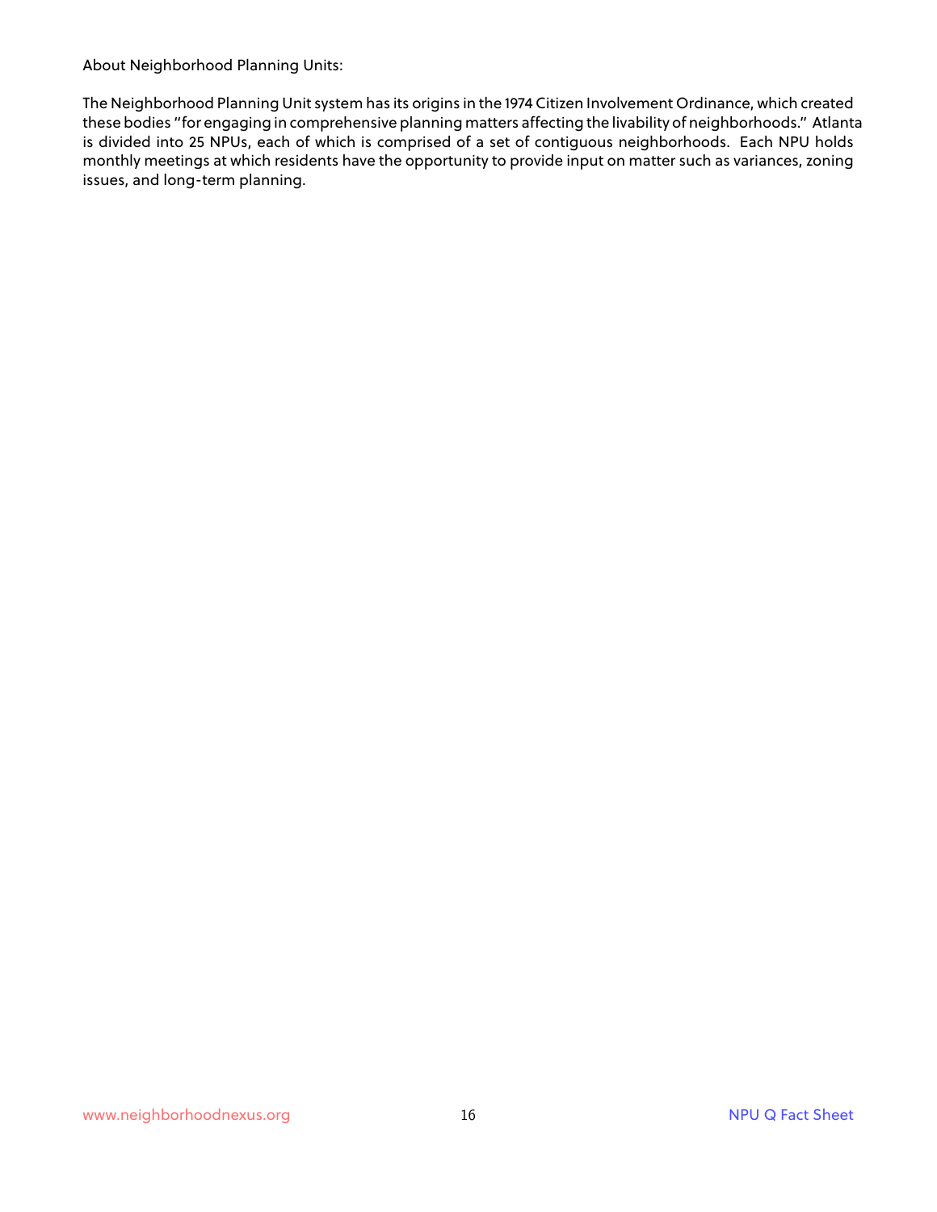About Neighborhood Planning Units:

The Neighborhood Planning Unit system has its origins in the 1974 Citizen Involvement Ordinance, which created these bodies "for engaging in comprehensive planning matters affecting the livability of neighborhoods." Atlanta is divided into 25 NPUs, each of which is comprised of a set of contiguous neighborhoods. Each NPU holds monthly meetings at which residents have the opportunity to provide input on matter such as variances, zoning issues, and long-term planning.